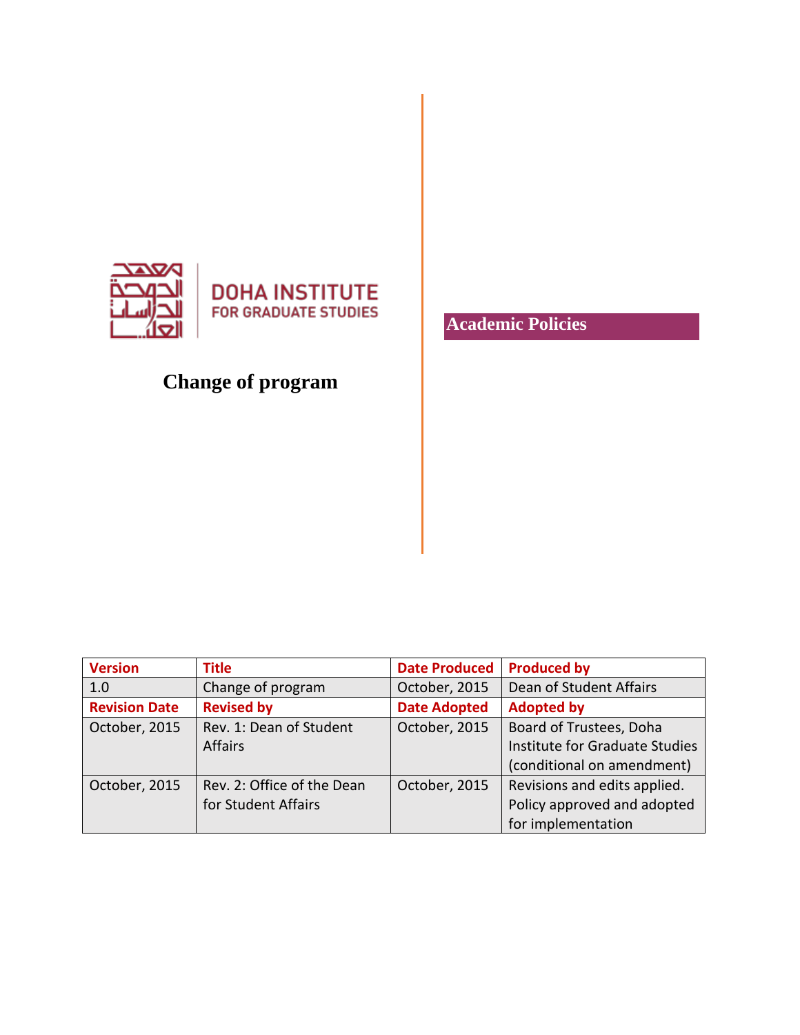DOHA INSTITUTE FOR GRADUATE STUDIES

# Change of program

## Academic Policies

| Version | Title | Date Produced | Produced by |
|---|---|---|---|
| 1.0 | Change of program | October, 2015 | Dean of Student Affairs |
| **Revision Date** | **Revised by** | **Date Adopted** | **Adopted by** |
| October, 2015 | Rev. 1: Dean of Student Affairs | October, 2015 | Board of Trustees, Doha Institute for Graduate Studies (conditional on amendment) |
| October, 2015 | Rev. 2: Office of the Dean for Student Affairs | October, 2015 | Revisions and edits applied. Policy approved and adopted for implementation |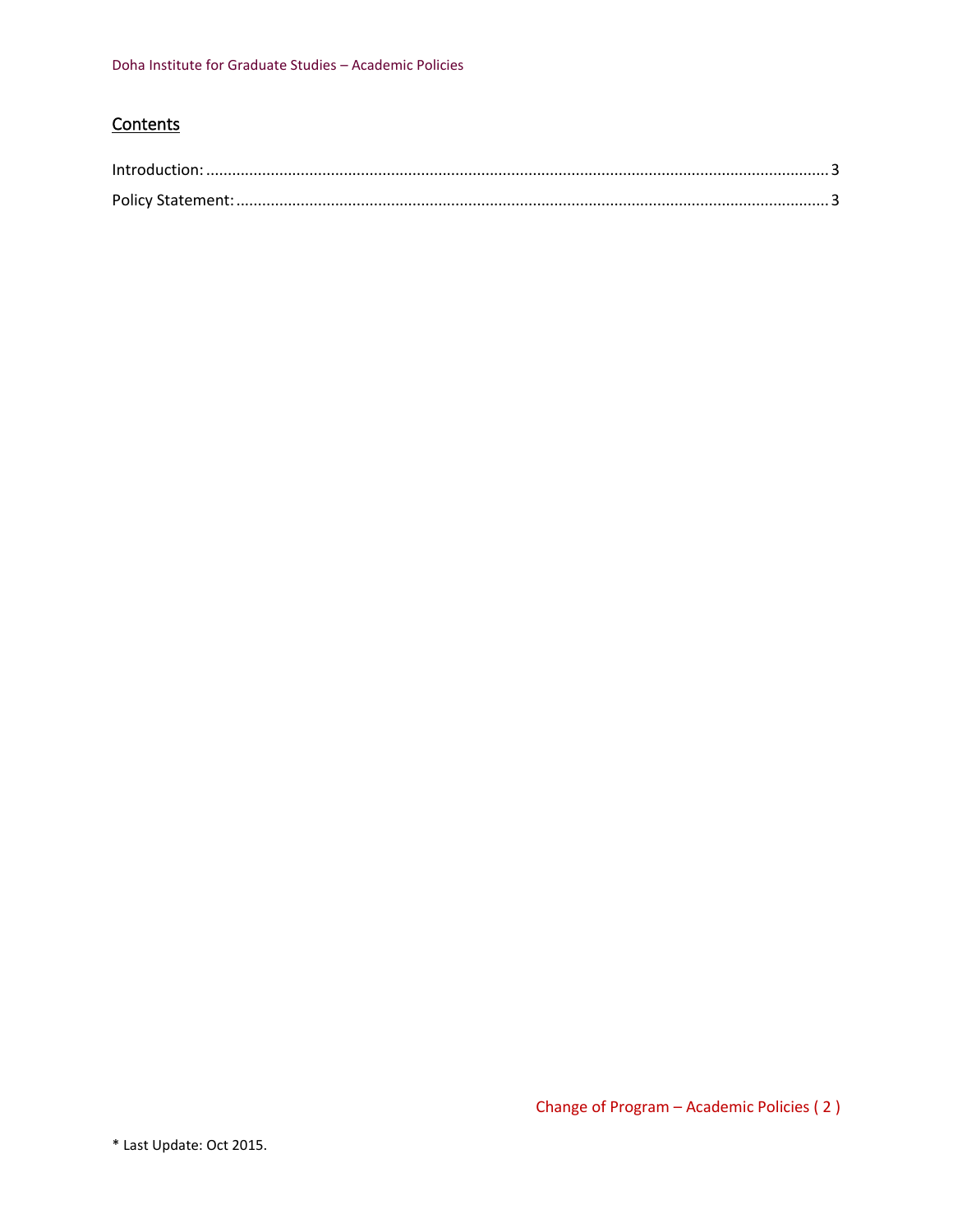## Contents

Introduction: ........................................................................................................................................ 3

Policy Statement: .................................................................................................................................. 3

\* Last Update: Oct 2015.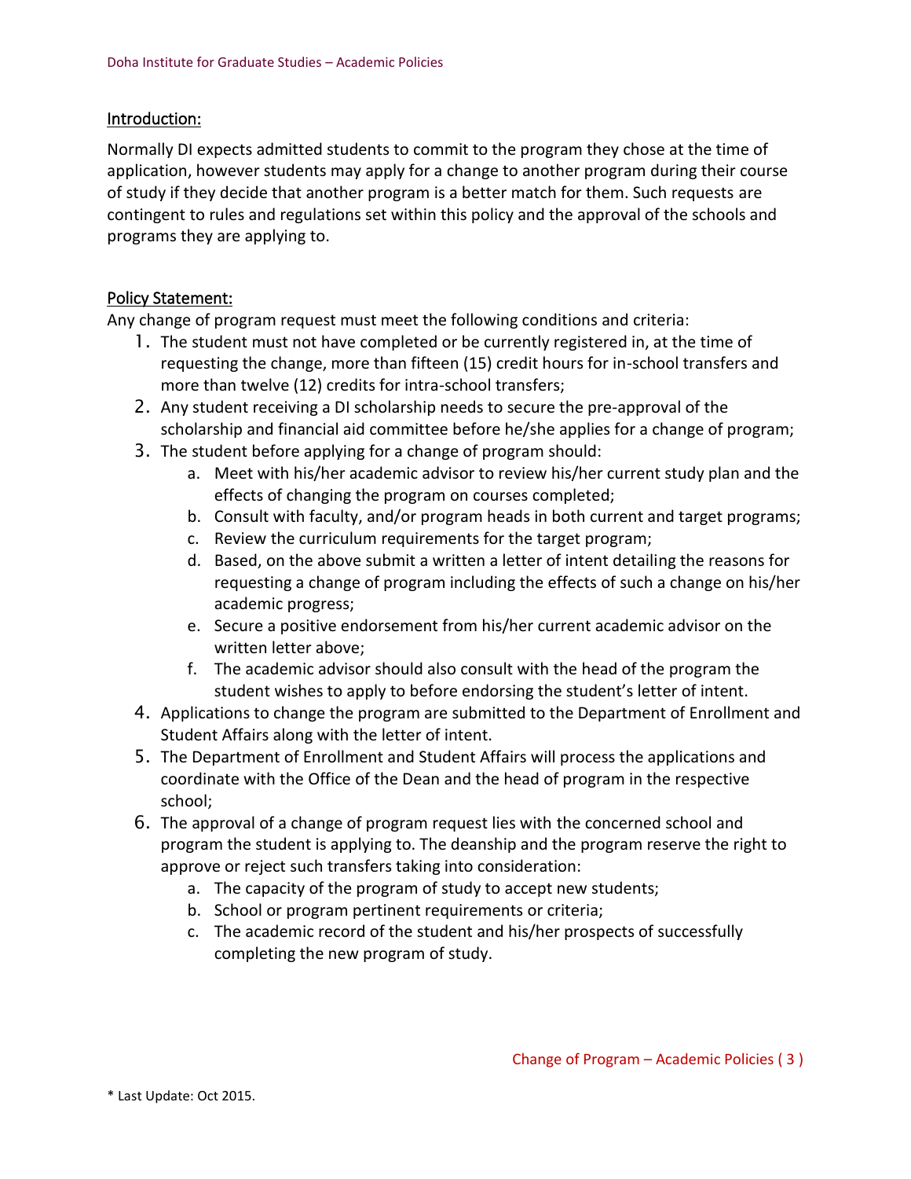## Introduction:

Normally DI expects admitted students to commit to the program they chose at the time of application, however students may apply for a change to another program during their course of study if they decide that another program is a better match for them. Such requests are contingent to rules and regulations set within this policy and the approval of the schools and programs they are applying to.

## Policy Statement:

Any change of program request must meet the following conditions and criteria:

1. The student must not have completed or be currently registered in, at the time of requesting the change, more than fifteen (15) credit hours for in-school transfers and more than twelve (12) credits for intra-school transfers;
2. Any student receiving a DI scholarship needs to secure the pre-approval of the scholarship and financial aid committee before he/she applies for a change of program;
3. The student before applying for a change of program should:
   a. Meet with his/her academic advisor to review his/her current study plan and the effects of changing the program on courses completed;
   b. Consult with faculty, and/or program heads in both current and target programs;
   c. Review the curriculum requirements for the target program;
   d. Based, on the above submit a written a letter of intent detailing the reasons for requesting a change of program including the effects of such a change on his/her academic progress;
   e. Secure a positive endorsement from his/her current academic advisor on the written letter above;
   f. The academic advisor should also consult with the head of the program the student wishes to apply to before endorsing the student's letter of intent.
4. Applications to change the program are submitted to the Department of Enrollment and Student Affairs along with the letter of intent.
5. The Department of Enrollment and Student Affairs will process the applications and coordinate with the Office of the Dean and the head of program in the respective school;
6. The approval of a change of program request lies with the concerned school and program the student is applying to. The deanship and the program reserve the right to approve or reject such transfers taking into consideration:
   a. The capacity of the program of study to accept new students;
   b. School or program pertinent requirements or criteria;
   c. The academic record of the student and his/her prospects of successfully completing the new program of study.

* Last Update: Oct 2015.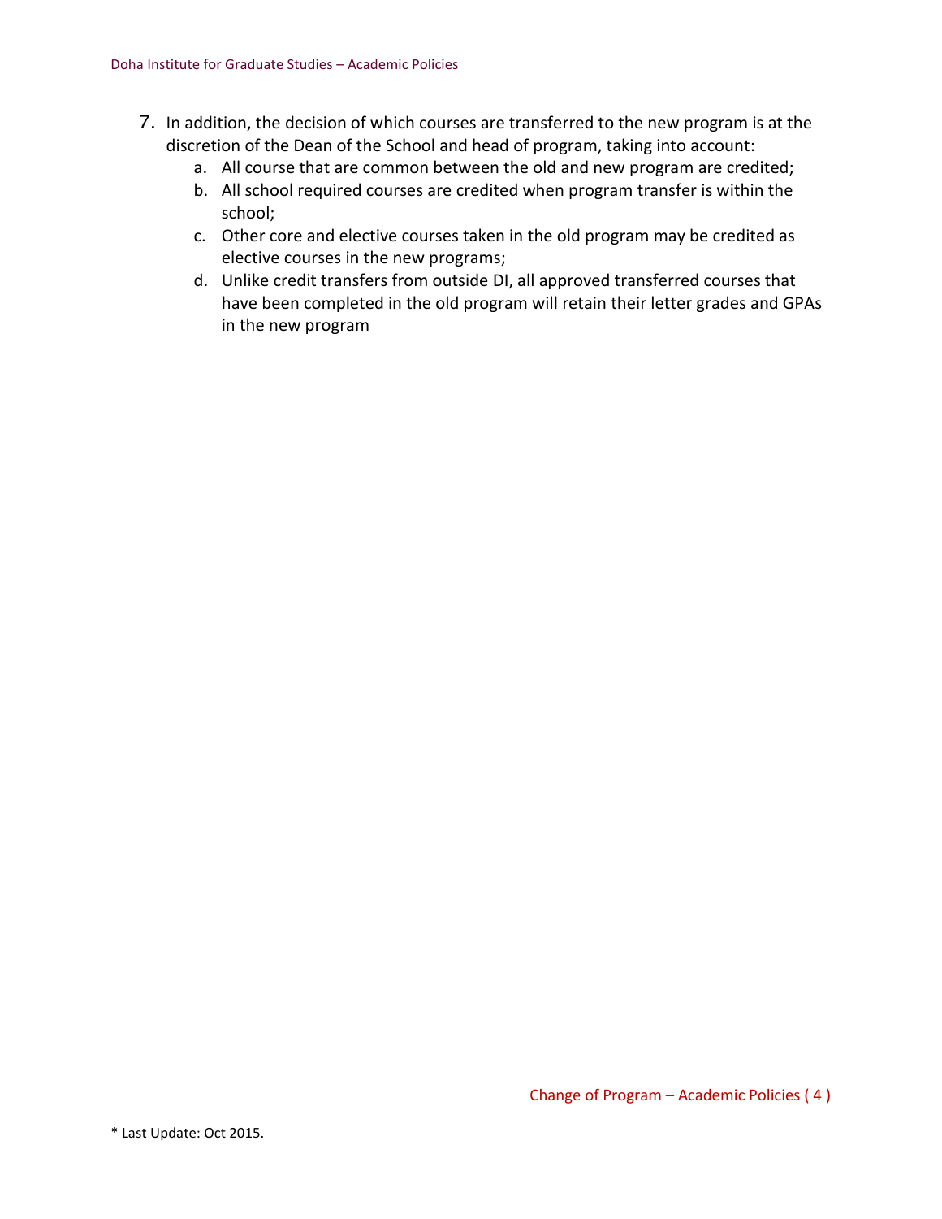7. In addition, the decision of which courses are transferred to the new program is at the discretion of the Dean of the School and head of program, taking into account:
   a. All course that are common between the old and new program are credited;
   b. All school required courses are credited when program transfer is within the school;
   c. Other core and elective courses taken in the old program may be credited as elective courses in the new programs;
   d. Unlike credit transfers from outside DI, all approved transferred courses that have been completed in the old program will retain their letter grades and GPAs in the new program

\* Last Update: Oct 2015.